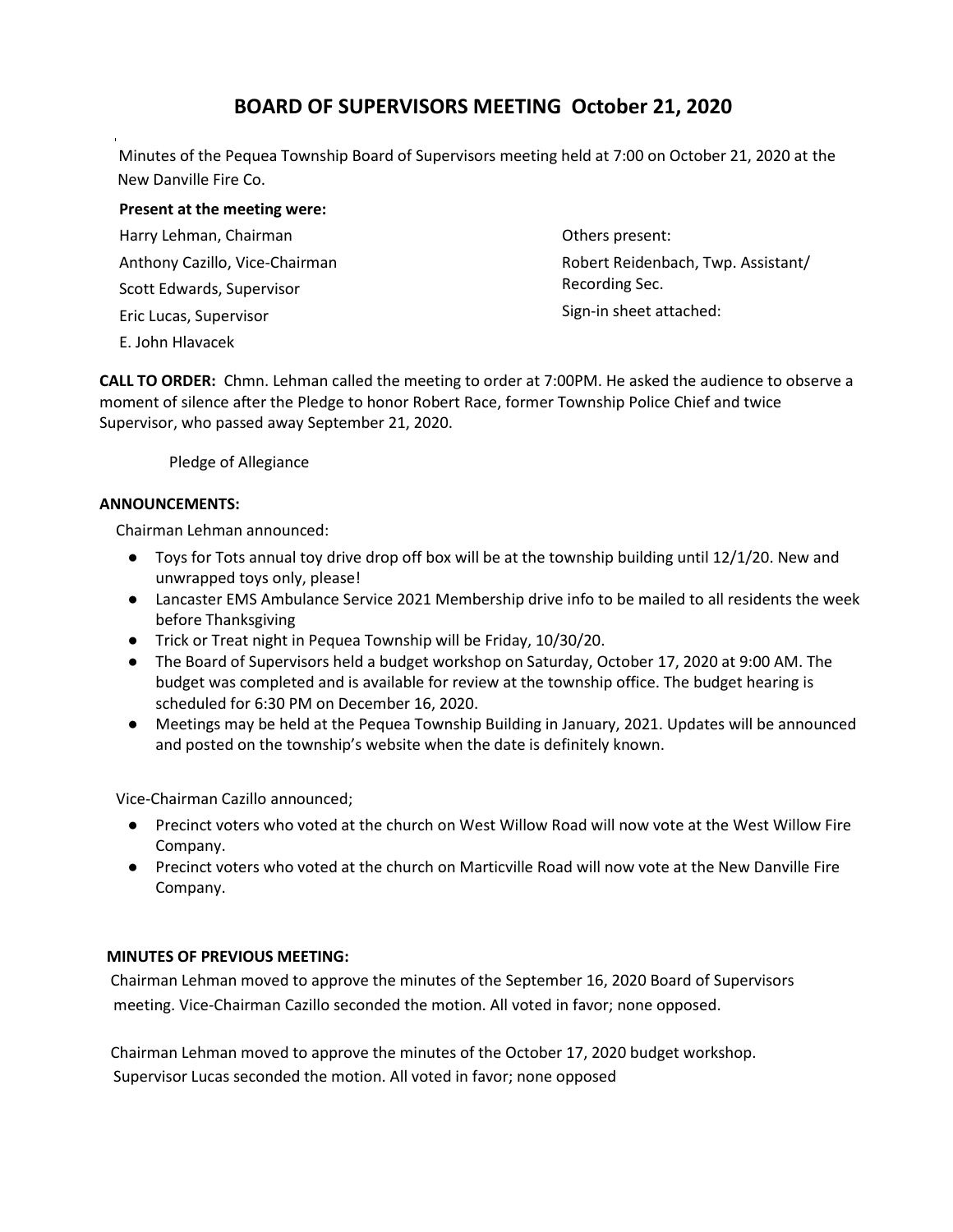# BOARD OF SUPERVISORS MEETING October 21, 2020

Minutes of the Pequea Township Board of Supervisors meeting held at 7:00 on October 21, 2020 at the New Danville Fire Co.

**Present at the meeting were:**

Harry Lehman, Chairman
Anthony Cazillo, Vice-Chairman
Scott Edwards, Supervisor
Eric Lucas, Supervisor
E. John Hlavacek

Others present:
Robert Reidenbach, Twp. Assistant/ Recording Sec.
Sign-in sheet attached:

**CALL TO ORDER:** Chmn. Lehman called the meeting to order at 7:00PM. He asked the audience to observe a moment of silence after the Pledge to honor Robert Race, former Township Police Chief and twice Supervisor, who passed away September 21, 2020.

Pledge of Allegiance

**ANNOUNCEMENTS:**

Chairman Lehman announced:

- Toys for Tots annual toy drive drop off box will be at the township building until 12/1/20. New and unwrapped toys only, please!
- Lancaster EMS Ambulance Service 2021 Membership drive info to be mailed to all residents the week before Thanksgiving
- Trick or Treat night in Pequea Township will be Friday, 10/30/20.
- The Board of Supervisors held a budget workshop on Saturday, October 17, 2020 at 9:00 AM. The budget was completed and is available for review at the township office. The budget hearing is scheduled for 6:30 PM on December 16, 2020.
- Meetings may be held at the Pequea Township Building in January, 2021. Updates will be announced and posted on the township's website when the date is definitely known.

Vice-Chairman Cazillo announced;

- Precinct voters who voted at the church on West Willow Road will now vote at the West Willow Fire Company.
- Precinct voters who voted at the church on Marticville Road will now vote at the New Danville Fire Company.

**MINUTES OF PREVIOUS MEETING:**

Chairman Lehman moved to approve the minutes of the September 16, 2020 Board of Supervisors meeting. Vice-Chairman Cazillo seconded the motion. All voted in favor; none opposed.

Chairman Lehman moved to approve the minutes of the October 17, 2020 budget workshop. Supervisor Lucas seconded the motion. All voted in favor; none opposed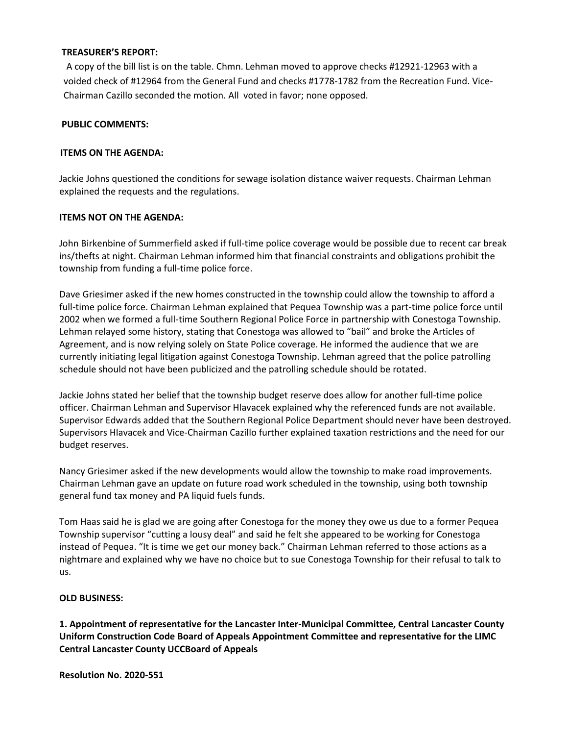**TREASURER'S REPORT:**

A copy of the bill list is on the table. Chmn. Lehman moved to approve checks #12921-12963 with a voided check of #12964 from the General Fund and checks #1778-1782 from the Recreation Fund. Vice-Chairman Cazillo seconded the motion. All voted in favor; none opposed.

**PUBLIC COMMENTS:**

**ITEMS ON THE AGENDA:**

Jackie Johns questioned the conditions for sewage isolation distance waiver requests. Chairman Lehman explained the requests and the regulations.

**ITEMS NOT ON THE AGENDA:**

John Birkenbine of Summerfield asked if full-time police coverage would be possible due to recent car break ins/thefts at night. Chairman Lehman informed him that financial constraints and obligations prohibit the township from funding a full-time police force.

Dave Griesimer asked if the new homes constructed in the township could allow the township to afford a full-time police force. Chairman Lehman explained that Pequea Township was a part-time police force until 2002 when we formed a full-time Southern Regional Police Force in partnership with Conestoga Township. Lehman relayed some history, stating that Conestoga was allowed to "bail" and broke the Articles of Agreement, and is now relying solely on State Police coverage. He informed the audience that we are currently initiating legal litigation against Conestoga Township. Lehman agreed that the police patrolling schedule should not have been publicized and the patrolling schedule should be rotated.

Jackie Johns stated her belief that the township budget reserve does allow for another full-time police officer. Chairman Lehman and Supervisor Hlavacek explained why the referenced funds are not available. Supervisor Edwards added that the Southern Regional Police Department should never have been destroyed. Supervisors Hlavacek and Vice-Chairman Cazillo further explained taxation restrictions and the need for our budget reserves.

Nancy Griesimer asked if the new developments would allow the township to make road improvements. Chairman Lehman gave an update on future road work scheduled in the township, using both township general fund tax money and PA liquid fuels funds.

Tom Haas said he is glad we are going after Conestoga for the money they owe us due to a former Pequea Township supervisor "cutting a lousy deal" and said he felt she appeared to be working for Conestoga instead of Pequea. "It is time we get our money back." Chairman Lehman referred to those actions as a nightmare and explained why we have no choice but to sue Conestoga Township for their refusal to talk to us.

**OLD BUSINESS:**

**1. Appointment of representative for the Lancaster Inter-Municipal Committee, Central Lancaster County Uniform Construction Code Board of Appeals Appointment Committee and representative for the LIMC Central Lancaster County UCCBoard of Appeals**

**Resolution No. 2020-551**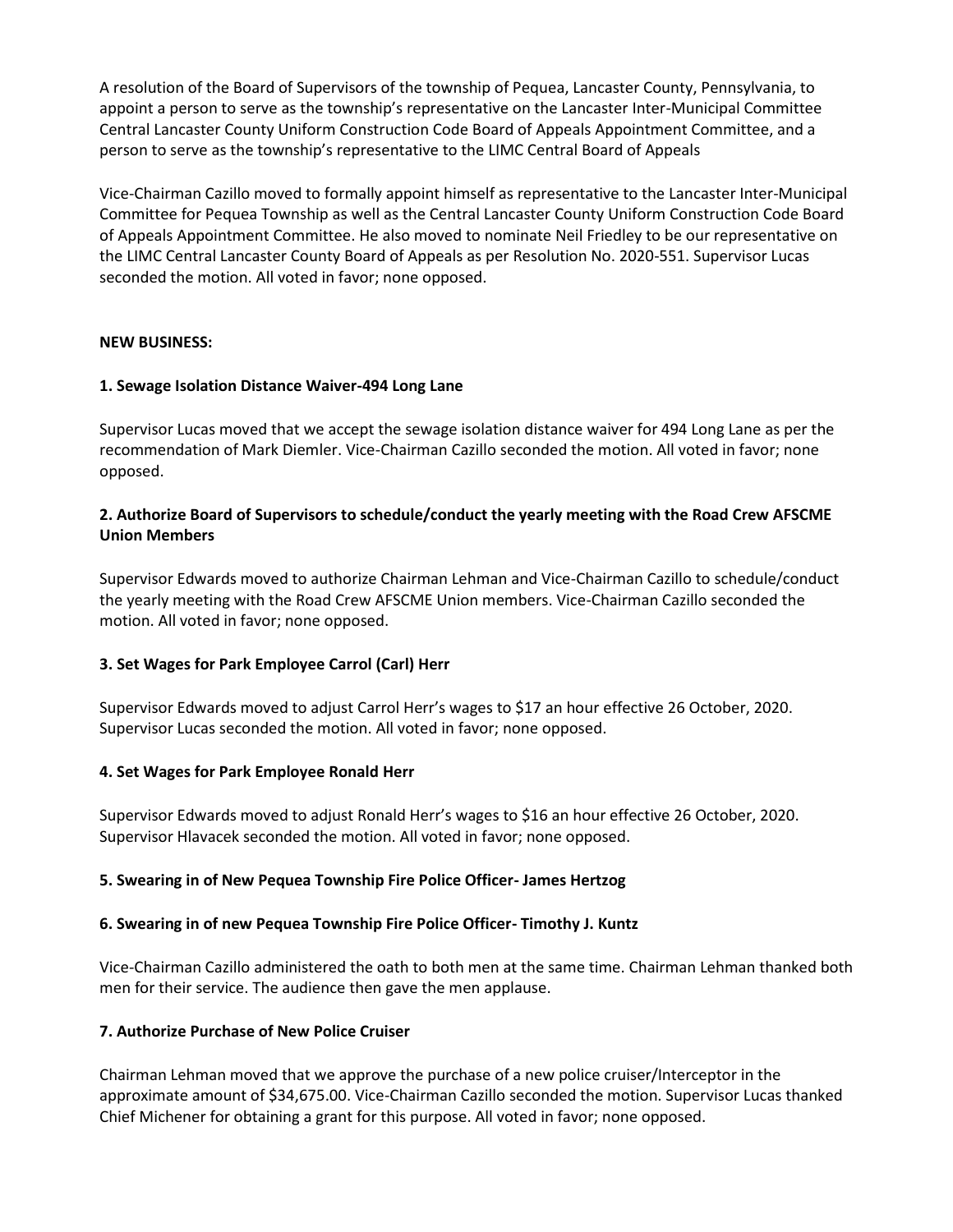A resolution of the Board of Supervisors of the township of Pequea, Lancaster County, Pennsylvania, to appoint a person to serve as the township's representative on the Lancaster Inter-Municipal Committee Central Lancaster County Uniform Construction Code Board of Appeals Appointment Committee, and a person to serve as the township's representative to the LIMC Central Board of Appeals

Vice-Chairman Cazillo moved to formally appoint himself as representative to the Lancaster Inter-Municipal Committee for Pequea Township as well as the Central Lancaster County Uniform Construction Code Board of Appeals Appointment Committee. He also moved to nominate Neil Friedley to be our representative on the LIMC Central Lancaster County Board of Appeals as per Resolution No. 2020-551. Supervisor Lucas seconded the motion. All voted in favor; none opposed.

**NEW BUSINESS:**

**1. Sewage Isolation Distance Waiver-494 Long Lane**

Supervisor Lucas moved that we accept the sewage isolation distance waiver for 494 Long Lane as per the recommendation of Mark Diemler. Vice-Chairman Cazillo seconded the motion. All voted in favor; none opposed.

**2. Authorize Board of Supervisors to schedule/conduct the yearly meeting with the Road Crew AFSCME Union Members**

Supervisor Edwards moved to authorize Chairman Lehman and Vice-Chairman Cazillo to schedule/conduct the yearly meeting with the Road Crew AFSCME Union members. Vice-Chairman Cazillo seconded the motion. All voted in favor; none opposed.

**3. Set Wages for Park Employee Carrol (Carl) Herr**

Supervisor Edwards moved to adjust Carrol Herr's wages to $17 an hour effective 26 October, 2020. Supervisor Lucas seconded the motion. All voted in favor; none opposed.

**4. Set Wages for Park Employee Ronald Herr**

Supervisor Edwards moved to adjust Ronald Herr's wages to $16 an hour effective 26 October, 2020. Supervisor Hlavacek seconded the motion. All voted in favor; none opposed.

**5. Swearing in of New Pequea Township Fire Police Officer- James Hertzog**

**6. Swearing in of new Pequea Township Fire Police Officer- Timothy J. Kuntz**

Vice-Chairman Cazillo administered the oath to both men at the same time. Chairman Lehman thanked both men for their service. The audience then gave the men applause.

**7. Authorize Purchase of New Police Cruiser**

Chairman Lehman moved that we approve the purchase of a new police cruiser/Interceptor in the approximate amount of $34,675.00. Vice-Chairman Cazillo seconded the motion. Supervisor Lucas thanked Chief Michener for obtaining a grant for this purpose. All voted in favor; none opposed.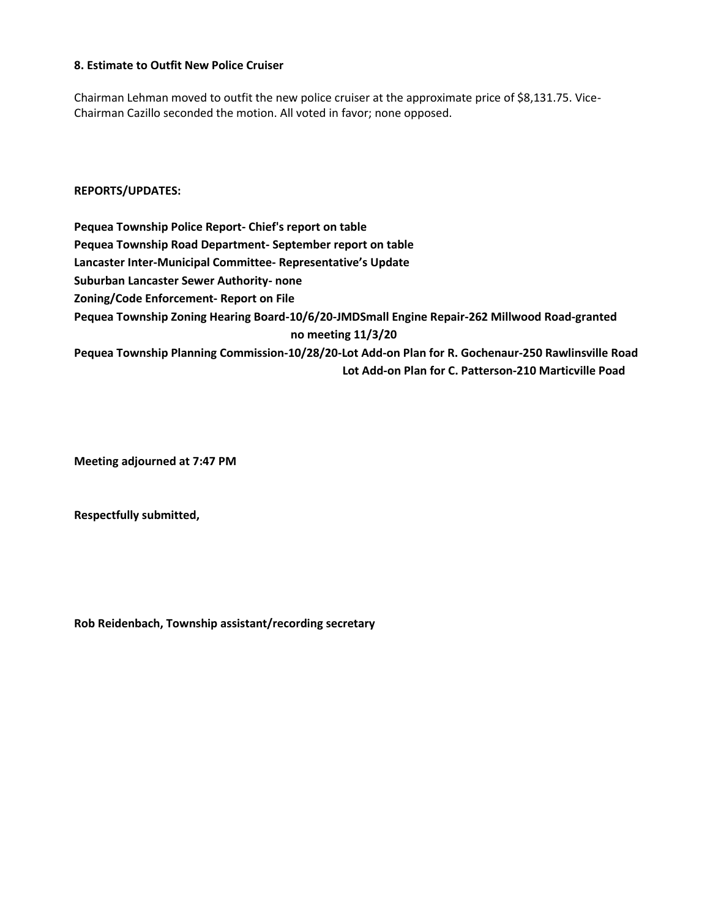**8. Estimate to Outfit New Police Cruiser**

Chairman Lehman moved to outfit the new police cruiser at the approximate price of $8,131.75. Vice-Chairman Cazillo seconded the motion. All voted in favor; none opposed.

**REPORTS/UPDATES:**

**Pequea Township Police Report- Chief's report on table**
**Pequea Township Road Department- September report on table**
**Lancaster Inter-Municipal Committee- Representative's Update**
**Suburban Lancaster Sewer Authority- none**
**Zoning/Code Enforcement- Report on File**
**Pequea Township Zoning Hearing Board-10/6/20-JMDSmall Engine Repair-262 Millwood Road-granted**
**no meeting 11/3/20**
**Pequea Township Planning Commission-10/28/20-Lot Add-on Plan for R. Gochenaur-250 Rawlinsville Road**
**Lot Add-on Plan for C. Patterson-210 Marticville Poad**

**Meeting adjourned at 7:47 PM**

**Respectfully submitted,**

**Rob Reidenbach, Township assistant/recording secretary**